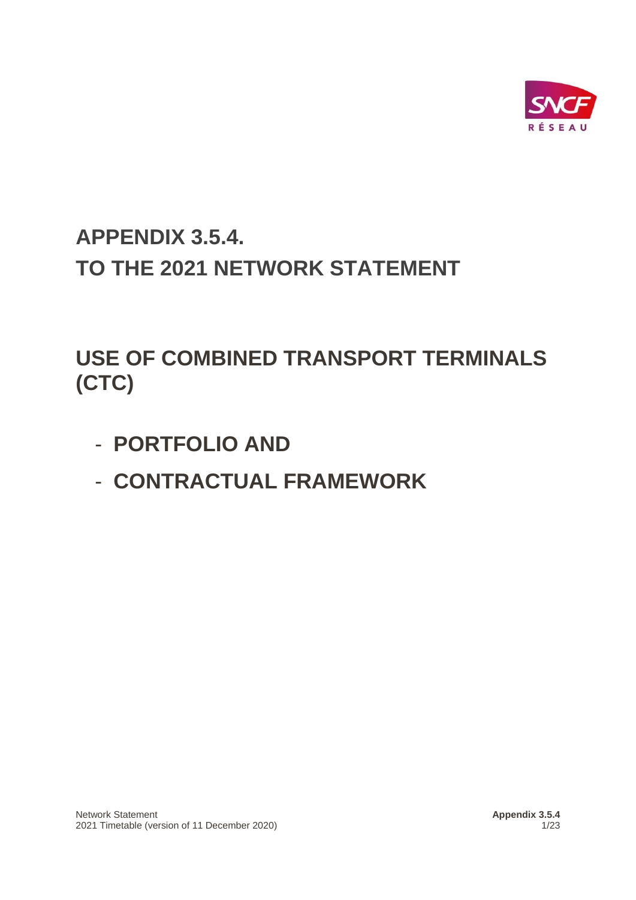# APPENDIX 3.5.4.

# TO THE 2021 NETWORK STATEMENT

# USE OF COMBINED TRANSPORT TERMINALS (CTC)

- **PORTFOLIO AND**
- **CONTRACTUAL FRAMEWORK**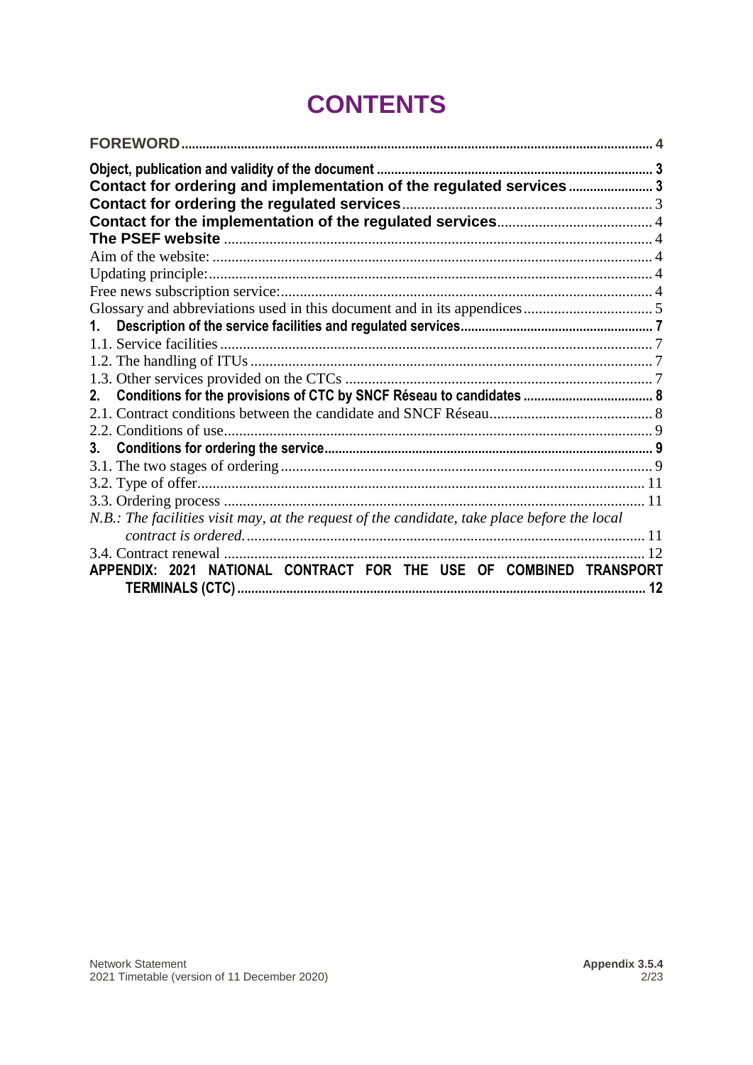# CONTENTS

**FOREWORD** .......... **4**

**Object, publication and validity of the document** .......... **3**

**Contact for ordering and implementation of the regulated services** .......... **3**

**Contact for ordering the regulated services** .......... 3

**Contact for the implementation of the regulated services** .......... 4

**The PSEF website** .......... 4

Aim of the website: .......... 4

Updating principle: .......... 4

Free news subscription service: .......... 4

Glossary and abbreviations used in this document and in its appendices .......... 5

**1. Description of the service facilities and regulated services** .......... **7**

1.1. Service facilities .......... 7

1.2. The handling of ITUs .......... 7

1.3. Other services provided on the CTCs .......... 7

**2. Conditions for the provisions of CTC by SNCF Réseau to candidates** .......... **8**

2.1. Contract conditions between the candidate and SNCF Réseau .......... 8

2.2. Conditions of use .......... 9

**3. Conditions for ordering the service** .......... **9**

3.1. The two stages of ordering .......... 9

3.2. Type of offer .......... 11

3.3. Ordering process .......... 11

*N.B.: The facilities visit may, at the request of the candidate, take place before the local contract is ordered.* .......... 11

3.4. Contract renewal .......... 12

**APPENDIX: 2021 NATIONAL CONTRACT FOR THE USE OF COMBINED TRANSPORT TERMINALS (CTC)** .......... **12**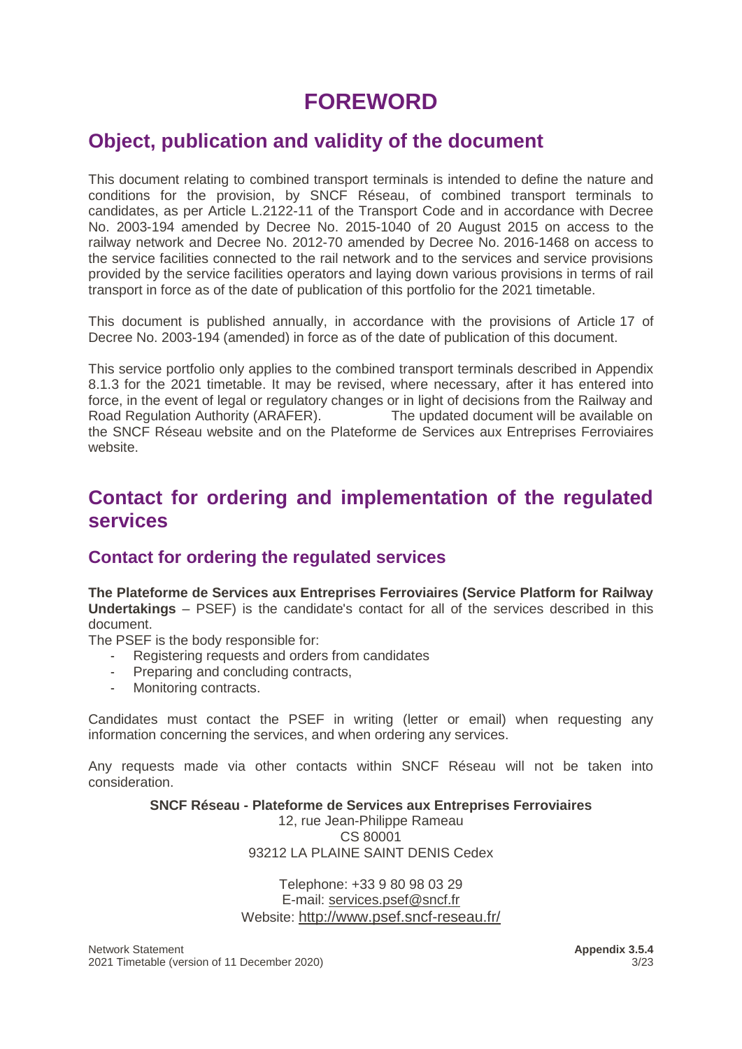# FOREWORD

## Object, publication and validity of the document

This document relating to combined transport terminals is intended to define the nature and conditions for the provision, by SNCF Réseau, of combined transport terminals to candidates, as per Article L.2122-11 of the Transport Code and in accordance with Decree No. 2003-194 amended by Decree No. 2015-1040 of 20 August 2015 on access to the railway network and Decree No. 2012-70 amended by Decree No. 2016-1468 on access to the service facilities connected to the rail network and to the services and service provisions provided by the service facilities operators and laying down various provisions in terms of rail transport in force as of the date of publication of this portfolio for the 2021 timetable.

This document is published annually, in accordance with the provisions of Article 17 of Decree No. 2003-194 (amended) in force as of the date of publication of this document.

This service portfolio only applies to the combined transport terminals described in Appendix 8.1.3 for the 2021 timetable. It may be revised, where necessary, after it has entered into force, in the event of legal or regulatory changes or in light of decisions from the Railway and Road Regulation Authority (ARAFER). The updated document will be available on the SNCF Réseau website and on the Plateforme de Services aux Entreprises Ferroviaires website.

## Contact for ordering and implementation of the regulated services

### Contact for ordering the regulated services

**The Plateforme de Services aux Entreprises Ferroviaires (Service Platform for Railway Undertakings** – PSEF) is the candidate's contact for all of the services described in this document.

The PSEF is the body responsible for:

- Registering requests and orders from candidates
- Preparing and concluding contracts,
- Monitoring contracts.

Candidates must contact the PSEF in writing (letter or email) when requesting any information concerning the services, and when ordering any services.

Any requests made via other contacts within SNCF Réseau will not be taken into consideration.

**SNCF Réseau - Plateforme de Services aux Entreprises Ferroviaires**
12, rue Jean-Philippe Rameau
CS 80001
93212 LA PLAINE SAINT DENIS Cedex

Telephone: +33 9 80 98 03 29
E-mail: services.psef@sncf.fr
Website: http://www.psef.sncf-reseau.fr/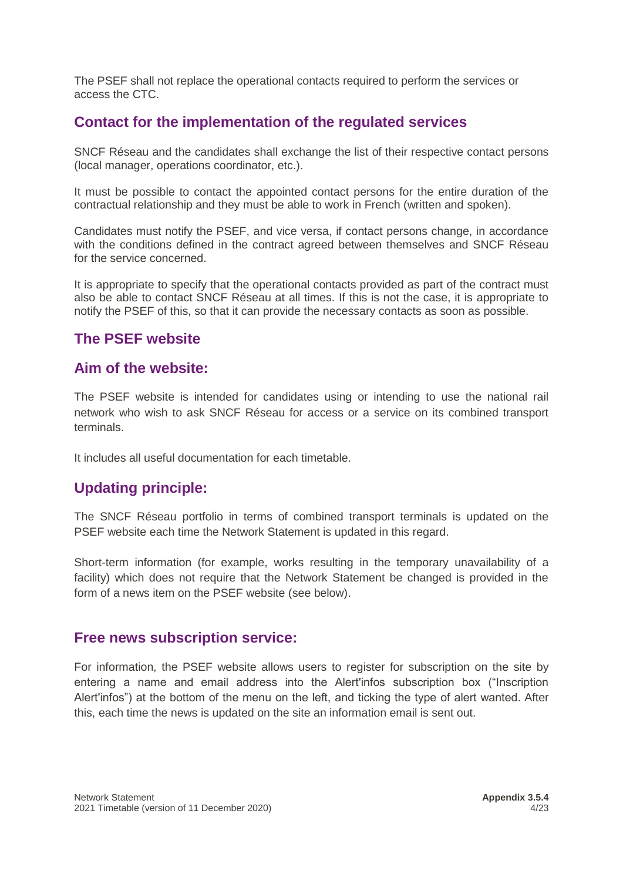The PSEF shall not replace the operational contacts required to perform the services or access the CTC.

## Contact for the implementation of the regulated services

SNCF Réseau and the candidates shall exchange the list of their respective contact persons (local manager, operations coordinator, etc.).

It must be possible to contact the appointed contact persons for the entire duration of the contractual relationship and they must be able to work in French (written and spoken).

Candidates must notify the PSEF, and vice versa, if contact persons change, in accordance with the conditions defined in the contract agreed between themselves and SNCF Réseau for the service concerned.

It is appropriate to specify that the operational contacts provided as part of the contract must also be able to contact SNCF Réseau at all times. If this is not the case, it is appropriate to notify the PSEF of this, so that it can provide the necessary contacts as soon as possible.

## The PSEF website

### Aim of the website:

The PSEF website is intended for candidates using or intending to use the national rail network who wish to ask SNCF Réseau for access or a service on its combined transport terminals.

It includes all useful documentation for each timetable.

### Updating principle:

The SNCF Réseau portfolio in terms of combined transport terminals is updated on the PSEF website each time the Network Statement is updated in this regard.

Short-term information (for example, works resulting in the temporary unavailability of a facility) which does not require that the Network Statement be changed is provided in the form of a news item on the PSEF website (see below).

### Free news subscription service:

For information, the PSEF website allows users to register for subscription on the site by entering a name and email address into the Alert'infos subscription box ("Inscription Alert'infos") at the bottom of the menu on the left, and ticking the type of alert wanted. After this, each time the news is updated on the site an information email is sent out.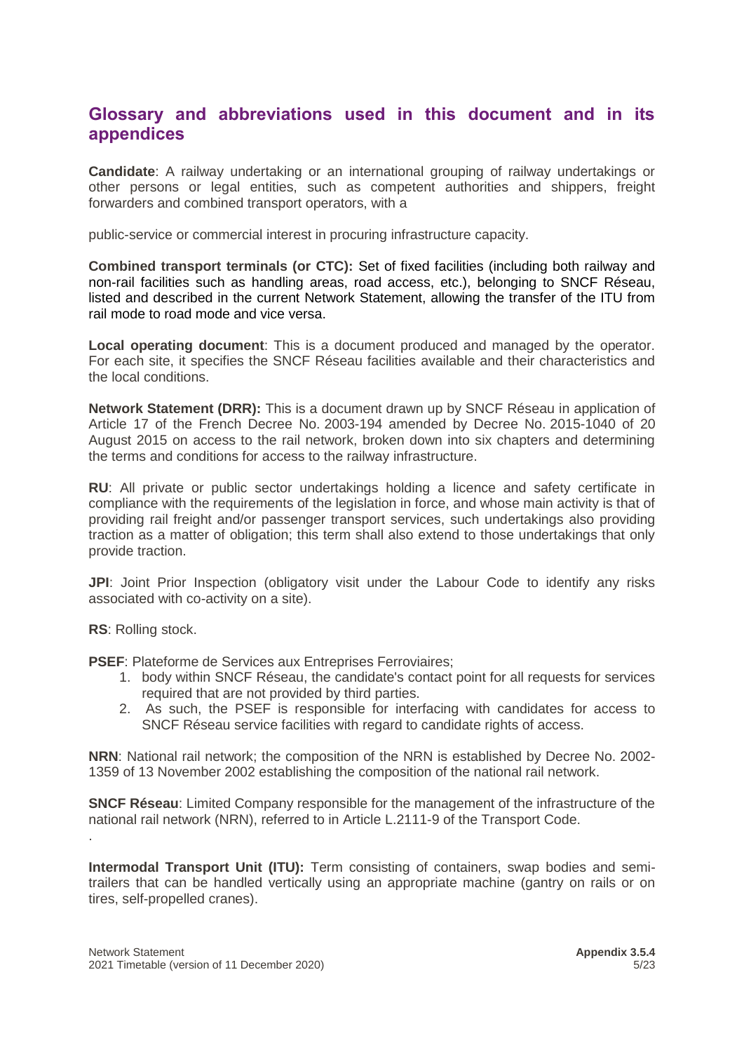## Glossary and abbreviations used in this document and in its appendices

**Candidate**: A railway undertaking or an international grouping of railway undertakings or other persons or legal entities, such as competent authorities and shippers, freight forwarders and combined transport operators, with a

public-service or commercial interest in procuring infrastructure capacity.

**Combined transport terminals (or CTC):** Set of fixed facilities (including both railway and non-rail facilities such as handling areas, road access, etc.), belonging to SNCF Réseau, listed and described in the current Network Statement, allowing the transfer of the ITU from rail mode to road mode and vice versa.

**Local operating document**: This is a document produced and managed by the operator. For each site, it specifies the SNCF Réseau facilities available and their characteristics and the local conditions.

**Network Statement (DRR):** This is a document drawn up by SNCF Réseau in application of Article 17 of the French Decree No. 2003-194 amended by Decree No. 2015-1040 of 20 August 2015 on access to the rail network, broken down into six chapters and determining the terms and conditions for access to the railway infrastructure.

**RU**: All private or public sector undertakings holding a licence and safety certificate in compliance with the requirements of the legislation in force, and whose main activity is that of providing rail freight and/or passenger transport services, such undertakings also providing traction as a matter of obligation; this term shall also extend to those undertakings that only provide traction.

**JPI**: Joint Prior Inspection (obligatory visit under the Labour Code to identify any risks associated with co-activity on a site).

**RS**: Rolling stock.

**PSEF**: Plateforme de Services aux Entreprises Ferroviaires;

1. body within SNCF Réseau, the candidate's contact point for all requests for services required that are not provided by third parties.
2. As such, the PSEF is responsible for interfacing with candidates for access to SNCF Réseau service facilities with regard to candidate rights of access.

**NRN**: National rail network; the composition of the NRN is established by Decree No. 2002-1359 of 13 November 2002 establishing the composition of the national rail network.

**SNCF Réseau**: Limited Company responsible for the management of the infrastructure of the national rail network (NRN), referred to in Article L.2111-9 of the Transport Code.

**Intermodal Transport Unit (ITU):** Term consisting of containers, swap bodies and semi-trailers that can be handled vertically using an appropriate machine (gantry on rails or on tires, self-propelled cranes).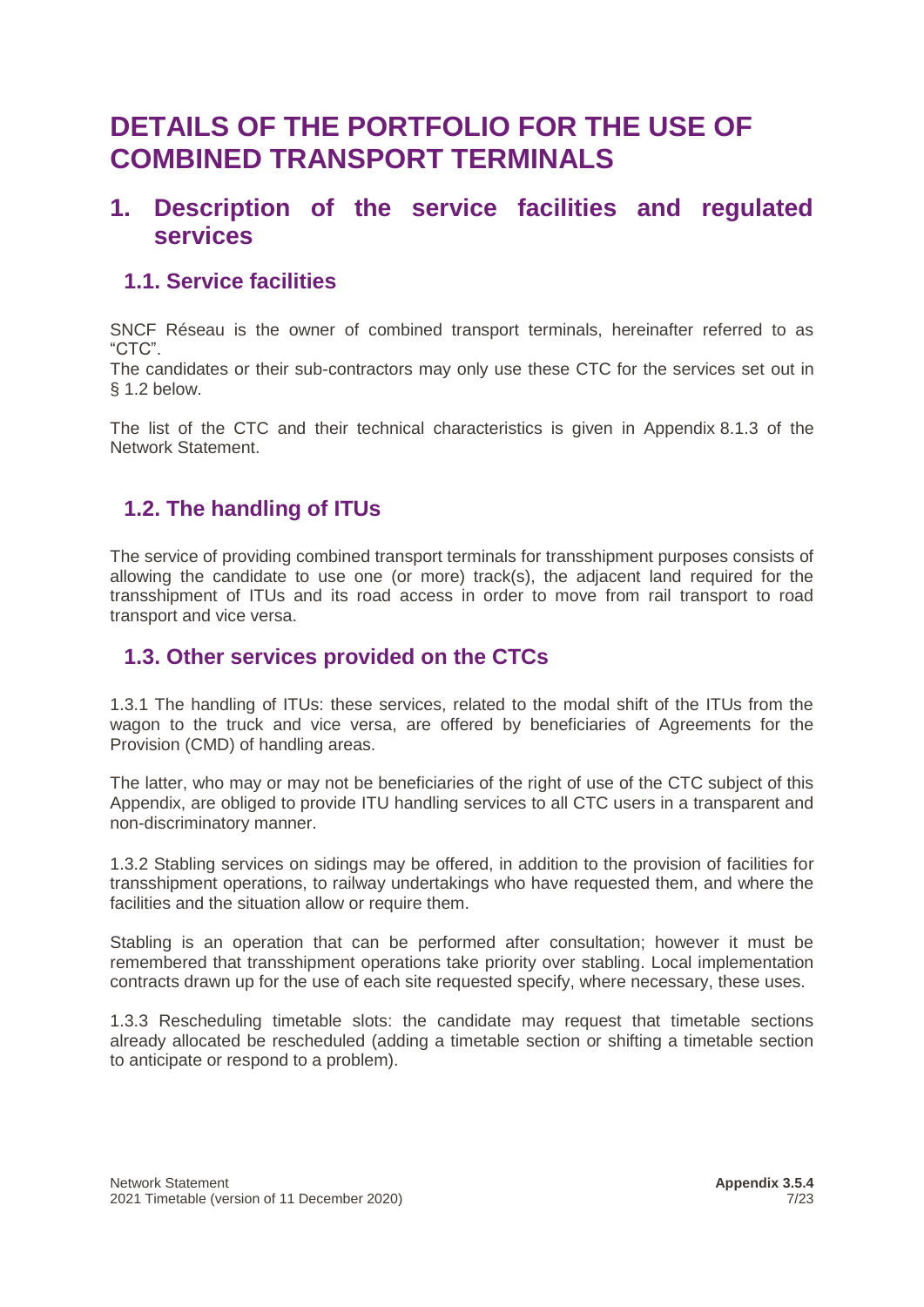# DETAILS OF THE PORTFOLIO FOR THE USE OF COMBINED TRANSPORT TERMINALS

## 1. Description of the service facilities and regulated services

### 1.1. Service facilities

SNCF Réseau is the owner of combined transport terminals, hereinafter referred to as "CTC".
The candidates or their sub-contractors may only use these CTC for the services set out in § 1.2 below.

The list of the CTC and their technical characteristics is given in Appendix 8.1.3 of the Network Statement.

### 1.2. The handling of ITUs

The service of providing combined transport terminals for transshipment purposes consists of allowing the candidate to use one (or more) track(s), the adjacent land required for the transshipment of ITUs and its road access in order to move from rail transport to road transport and vice versa.

### 1.3. Other services provided on the CTCs

1.3.1 The handling of ITUs: these services, related to the modal shift of the ITUs from the wagon to the truck and vice versa, are offered by beneficiaries of Agreements for the Provision (CMD) of handling areas.

The latter, who may or may not be beneficiaries of the right of use of the CTC subject of this Appendix, are obliged to provide ITU handling services to all CTC users in a transparent and non-discriminatory manner.

1.3.2 Stabling services on sidings may be offered, in addition to the provision of facilities for transshipment operations, to railway undertakings who have requested them, and where the facilities and the situation allow or require them.

Stabling is an operation that can be performed after consultation; however it must be remembered that transshipment operations take priority over stabling. Local implementation contracts drawn up for the use of each site requested specify, where necessary, these uses.

1.3.3 Rescheduling timetable slots: the candidate may request that timetable sections already allocated be rescheduled (adding a timetable section or shifting a timetable section to anticipate or respond to a problem).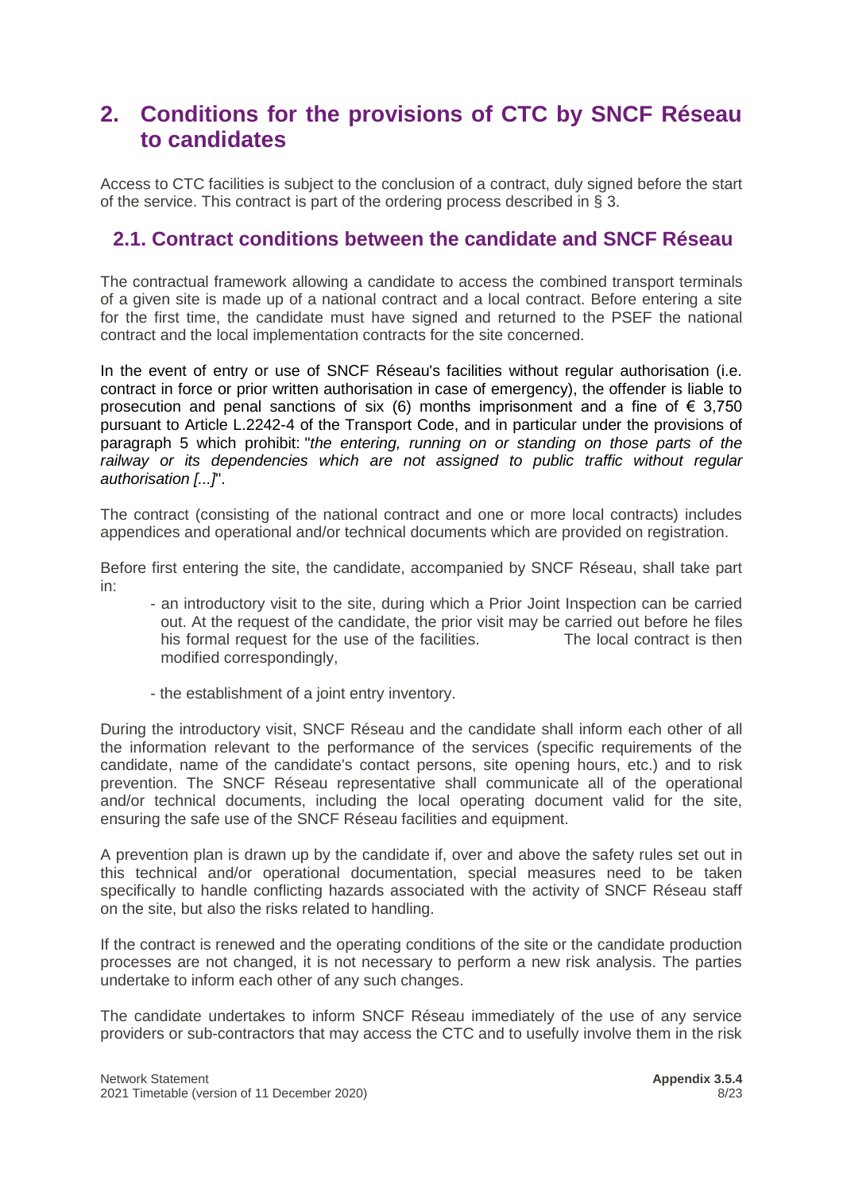# 2. Conditions for the provisions of CTC by SNCF Réseau to candidates

Access to CTC facilities is subject to the conclusion of a contract, duly signed before the start of the service. This contract is part of the ordering process described in § 3.

## 2.1. Contract conditions between the candidate and SNCF Réseau

The contractual framework allowing a candidate to access the combined transport terminals of a given site is made up of a national contract and a local contract. Before entering a site for the first time, the candidate must have signed and returned to the PSEF the national contract and the local implementation contracts for the site concerned.

In the event of entry or use of SNCF Réseau's facilities without regular authorisation (i.e. contract in force or prior written authorisation in case of emergency), the offender is liable to prosecution and penal sanctions of six (6) months imprisonment and a fine of € 3,750 pursuant to Article L.2242-4 of the Transport Code, and in particular under the provisions of paragraph 5 which prohibit: "*the entering, running on or standing on those parts of the railway or its dependencies which are not assigned to public traffic without regular authorisation [...]*".

The contract (consisting of the national contract and one or more local contracts) includes appendices and operational and/or technical documents which are provided on registration.

Before first entering the site, the candidate, accompanied by SNCF Réseau, shall take part in:

- an introductory visit to the site, during which a Prior Joint Inspection can be carried out. At the request of the candidate, the prior visit may be carried out before he files his formal request for the use of the facilities. The local contract is then modified correspondingly,
- the establishment of a joint entry inventory.

During the introductory visit, SNCF Réseau and the candidate shall inform each other of all the information relevant to the performance of the services (specific requirements of the candidate, name of the candidate's contact persons, site opening hours, etc.) and to risk prevention. The SNCF Réseau representative shall communicate all of the operational and/or technical documents, including the local operating document valid for the site, ensuring the safe use of the SNCF Réseau facilities and equipment.

A prevention plan is drawn up by the candidate if, over and above the safety rules set out in this technical and/or operational documentation, special measures need to be taken specifically to handle conflicting hazards associated with the activity of SNCF Réseau staff on the site, but also the risks related to handling.

If the contract is renewed and the operating conditions of the site or the candidate production processes are not changed, it is not necessary to perform a new risk analysis. The parties undertake to inform each other of any such changes.

The candidate undertakes to inform SNCF Réseau immediately of the use of any service providers or sub-contractors that may access the CTC and to usefully involve them in the risk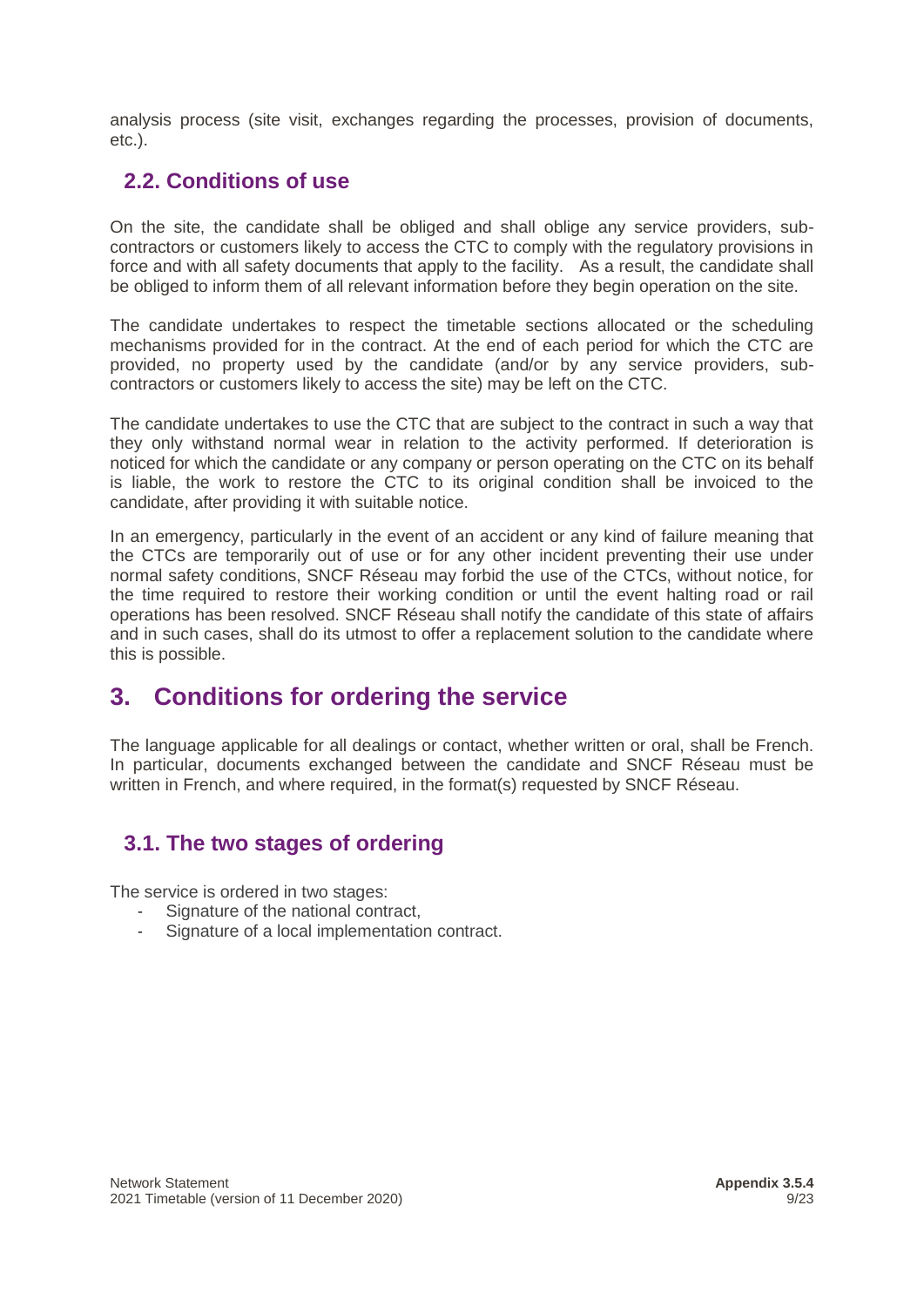analysis process (site visit, exchanges regarding the processes, provision of documents, etc.).

## 2.2. Conditions of use

On the site, the candidate shall be obliged and shall oblige any service providers, sub-contractors or customers likely to access the CTC to comply with the regulatory provisions in force and with all safety documents that apply to the facility. As a result, the candidate shall be obliged to inform them of all relevant information before they begin operation on the site.

The candidate undertakes to respect the timetable sections allocated or the scheduling mechanisms provided for in the contract. At the end of each period for which the CTC are provided, no property used by the candidate (and/or by any service providers, sub-contractors or customers likely to access the site) may be left on the CTC.

The candidate undertakes to use the CTC that are subject to the contract in such a way that they only withstand normal wear in relation to the activity performed. If deterioration is noticed for which the candidate or any company or person operating on the CTC on its behalf is liable, the work to restore the CTC to its original condition shall be invoiced to the candidate, after providing it with suitable notice.

In an emergency, particularly in the event of an accident or any kind of failure meaning that the CTCs are temporarily out of use or for any other incident preventing their use under normal safety conditions, SNCF Réseau may forbid the use of the CTCs, without notice, for the time required to restore their working condition or until the event halting road or rail operations has been resolved. SNCF Réseau shall notify the candidate of this state of affairs and in such cases, shall do its utmost to offer a replacement solution to the candidate where this is possible.

# 3. Conditions for ordering the service

The language applicable for all dealings or contact, whether written or oral, shall be French. In particular, documents exchanged between the candidate and SNCF Réseau must be written in French, and where required, in the format(s) requested by SNCF Réseau.

## 3.1. The two stages of ordering

The service is ordered in two stages:

- Signature of the national contract,
- Signature of a local implementation contract.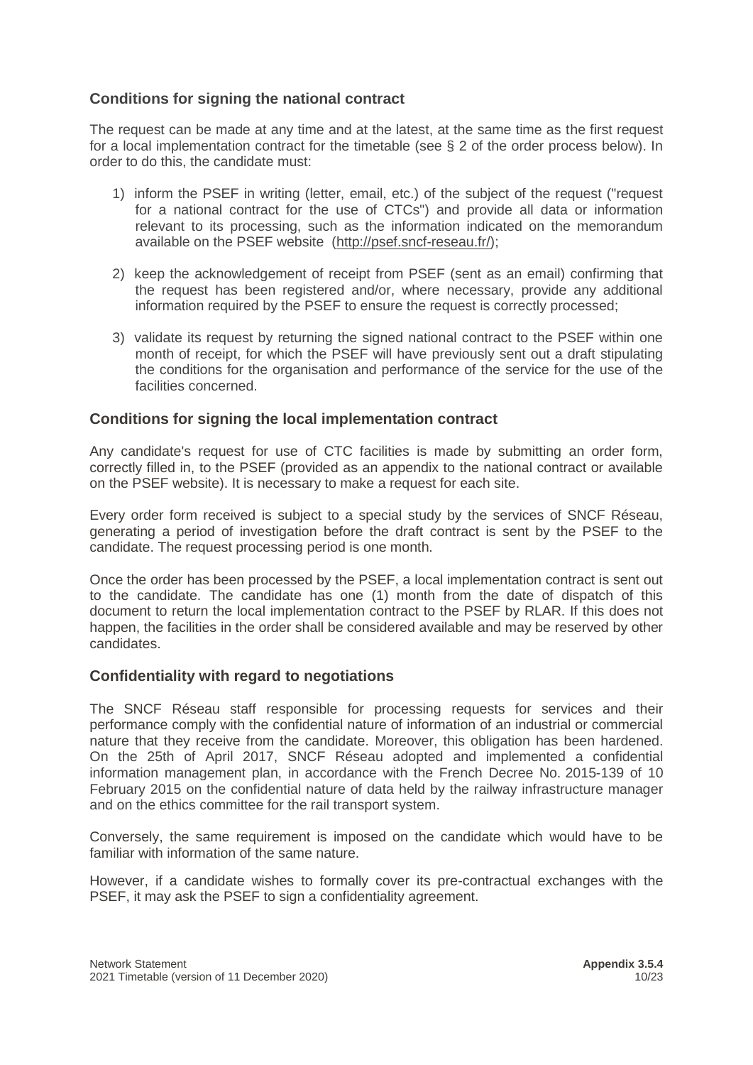### Conditions for signing the national contract

The request can be made at any time and at the latest, at the same time as the first request for a local implementation contract for the timetable (see § 2 of the order process below). In order to do this, the candidate must:

1) inform the PSEF in writing (letter, email, etc.) of the subject of the request ("request for a national contract for the use of CTCs") and provide all data or information relevant to its processing, such as the information indicated on the memorandum available on the PSEF website (http://psef.sncf-reseau.fr/);

2) keep the acknowledgement of receipt from PSEF (sent as an email) confirming that the request has been registered and/or, where necessary, provide any additional information required by the PSEF to ensure the request is correctly processed;

3) validate its request by returning the signed national contract to the PSEF within one month of receipt, for which the PSEF will have previously sent out a draft stipulating the conditions for the organisation and performance of the service for the use of the facilities concerned.

### Conditions for signing the local implementation contract

Any candidate's request for use of CTC facilities is made by submitting an order form, correctly filled in, to the PSEF (provided as an appendix to the national contract or available on the PSEF website). It is necessary to make a request for each site.

Every order form received is subject to a special study by the services of SNCF Réseau, generating a period of investigation before the draft contract is sent by the PSEF to the candidate. The request processing period is one month.

Once the order has been processed by the PSEF, a local implementation contract is sent out to the candidate. The candidate has one (1) month from the date of dispatch of this document to return the local implementation contract to the PSEF by RLAR. If this does not happen, the facilities in the order shall be considered available and may be reserved by other candidates.

### Confidentiality with regard to negotiations

The SNCF Réseau staff responsible for processing requests for services and their performance comply with the confidential nature of information of an industrial or commercial nature that they receive from the candidate. Moreover, this obligation has been hardened. On the 25th of April 2017, SNCF Réseau adopted and implemented a confidential information management plan, in accordance with the French Decree No. 2015-139 of 10 February 2015 on the confidential nature of data held by the railway infrastructure manager and on the ethics committee for the rail transport system.

Conversely, the same requirement is imposed on the candidate which would have to be familiar with information of the same nature.

However, if a candidate wishes to formally cover its pre-contractual exchanges with the PSEF, it may ask the PSEF to sign a confidentiality agreement.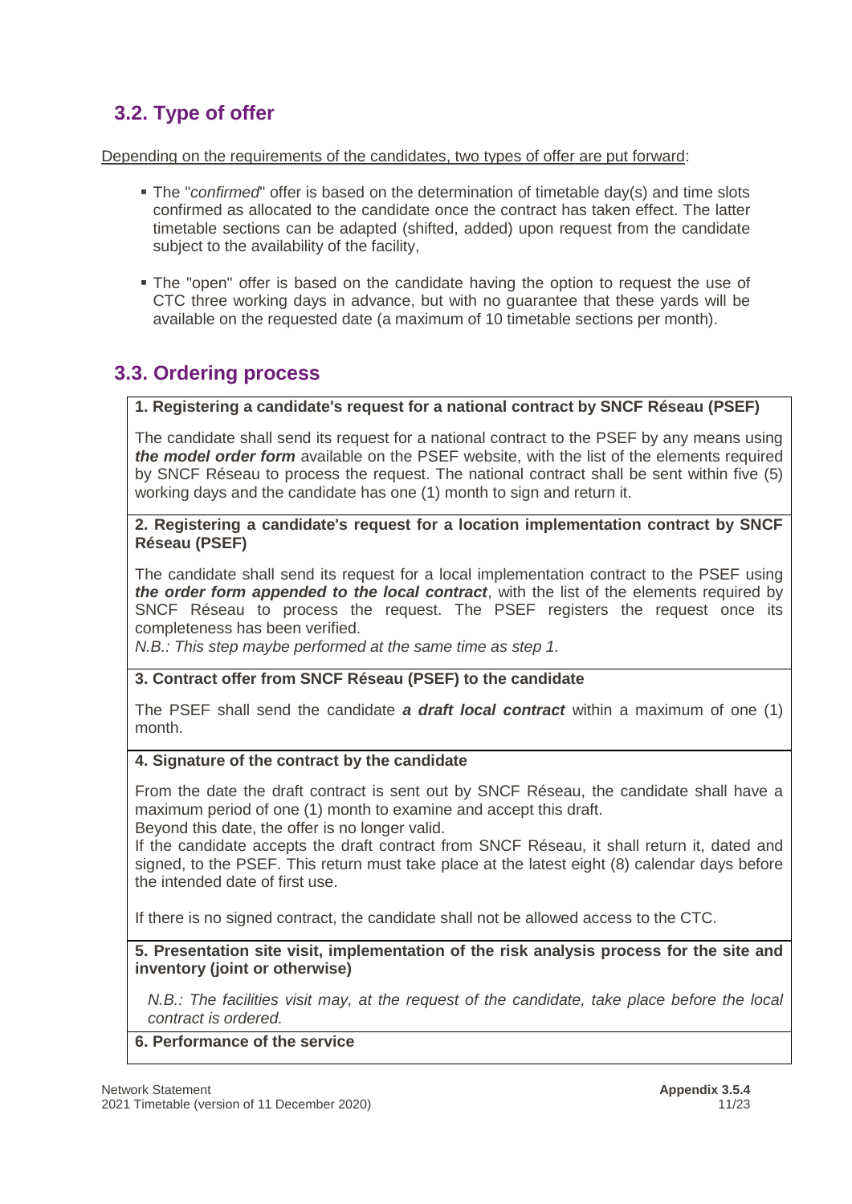## 3.2. Type of offer

Depending on the requirements of the candidates, two types of offer are put forward:

- The "*confirmed*" offer is based on the determination of timetable day(s) and time slots confirmed as allocated to the candidate once the contract has taken effect. The latter timetable sections can be adapted (shifted, added) upon request from the candidate subject to the availability of the facility,
- The "open" offer is based on the candidate having the option to request the use of CTC three working days in advance, but with no guarantee that these yards will be available on the requested date (a maximum of 10 timetable sections per month).

## 3.3. Ordering process

**1. Registering a candidate's request for a national contract by SNCF Réseau (PSEF)**

The candidate shall send its request for a national contract to the PSEF by any means using ***the model order form*** available on the PSEF website, with the list of the elements required by SNCF Réseau to process the request. The national contract shall be sent within five (5) working days and the candidate has one (1) month to sign and return it.

**2. Registering a candidate's request for a location implementation contract by SNCF Réseau (PSEF)**

The candidate shall send its request for a local implementation contract to the PSEF using ***the order form appended to the local contract***, with the list of the elements required by SNCF Réseau to process the request. The PSEF registers the request once its completeness has been verified.
*N.B.: This step maybe performed at the same time as step 1.*

**3. Contract offer from SNCF Réseau (PSEF) to the candidate**

The PSEF shall send the candidate ***a draft local contract*** within a maximum of one (1) month.

**4. Signature of the contract by the candidate**

From the date the draft contract is sent out by SNCF Réseau, the candidate shall have a maximum period of one (1) month to examine and accept this draft.
Beyond this date, the offer is no longer valid.
If the candidate accepts the draft contract from SNCF Réseau, it shall return it, dated and signed, to the PSEF. This return must take place at the latest eight (8) calendar days before the intended date of first use.

If there is no signed contract, the candidate shall not be allowed access to the CTC.

**5. Presentation site visit, implementation of the risk analysis process for the site and inventory (joint or otherwise)**

*N.B.: The facilities visit may, at the request of the candidate, take place before the local contract is ordered.*

**6. Performance of the service**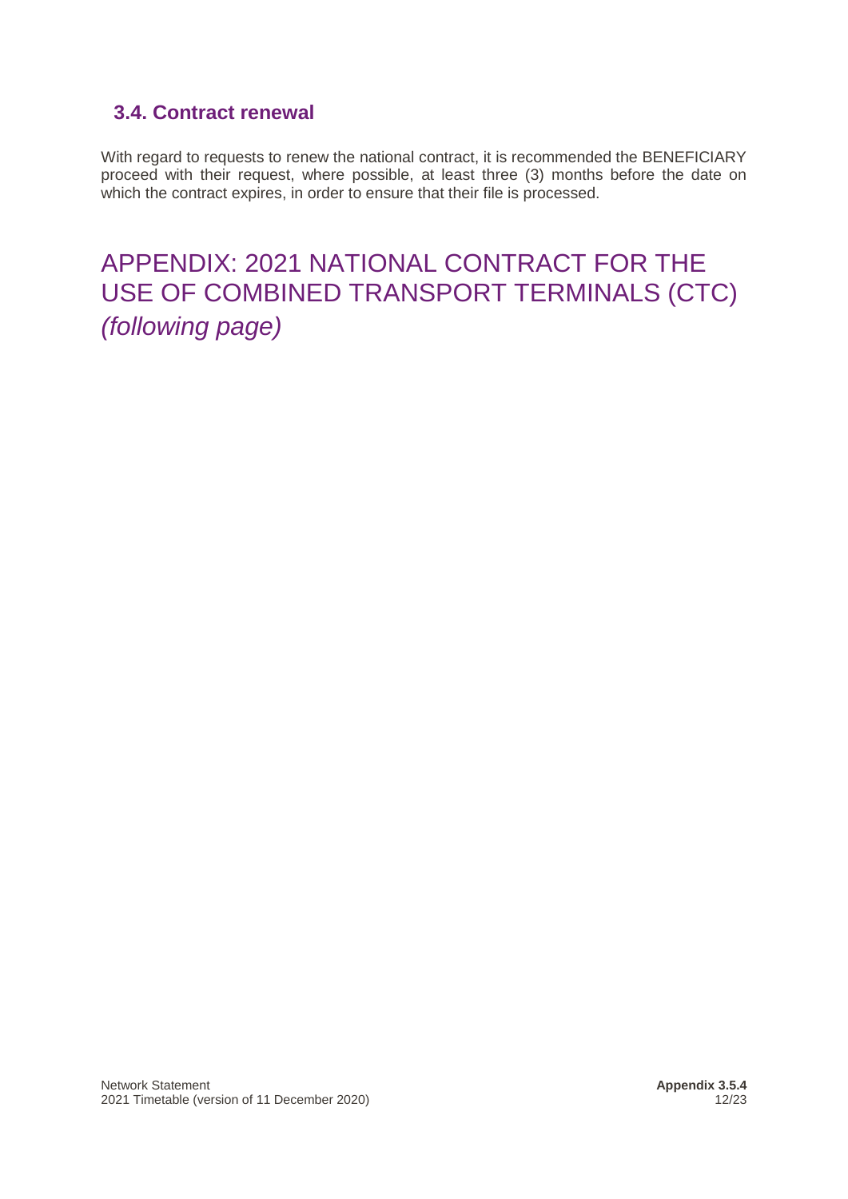### 3.4. Contract renewal

With regard to requests to renew the national contract, it is recommended the BENEFICIARY proceed with their request, where possible, at least three (3) months before the date on which the contract expires, in order to ensure that their file is processed.

# APPENDIX: 2021 NATIONAL CONTRACT FOR THE USE OF COMBINED TRANSPORT TERMINALS (CTC) *(following page)*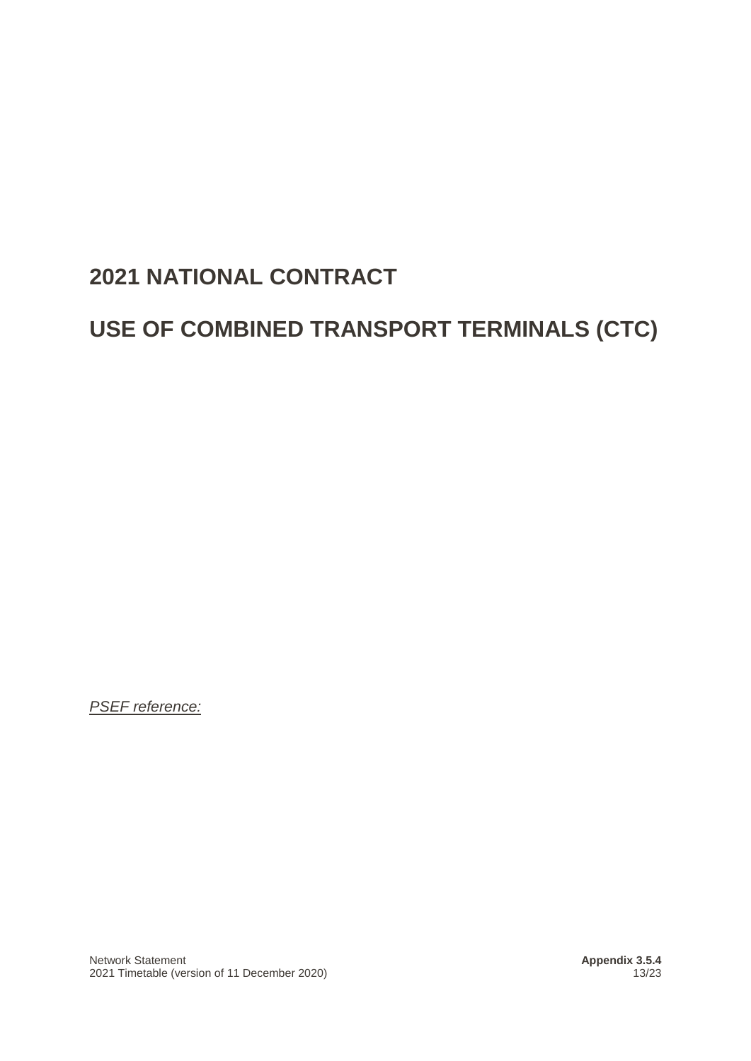# 2021 NATIONAL CONTRACT

# USE OF COMBINED TRANSPORT TERMINALS (CTC)

*PSEF reference:*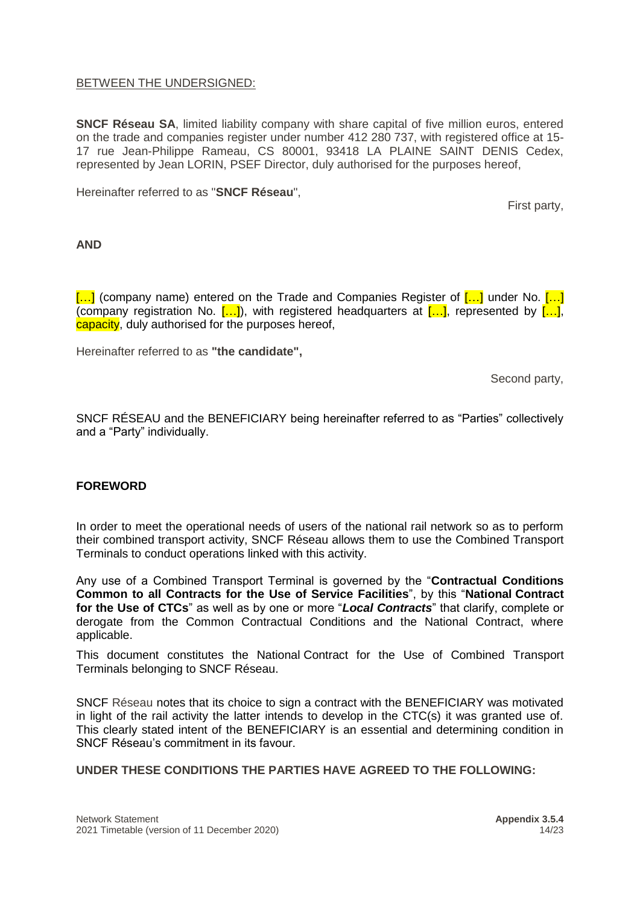BETWEEN THE UNDERSIGNED:

**SNCF Réseau SA**, limited liability company with share capital of five million euros, entered on the trade and companies register under number 412 280 737, with registered office at 15-17 rue Jean-Philippe Rameau, CS 80001, 93418 LA PLAINE SAINT DENIS Cedex, represented by Jean LORIN, PSEF Director, duly authorised for the purposes hereof,

Hereinafter referred to as "**SNCF Réseau**",

First party,

**AND**

[…] (company name) entered on the Trade and Companies Register of […] under No. […] (company registration No. […]), with registered headquarters at […], represented by […], capacity, duly authorised for the purposes hereof,

Hereinafter referred to as **"the candidate",**

Second party,

SNCF RÉSEAU and the BENEFICIARY being hereinafter referred to as "Parties" collectively and a "Party" individually.

**FOREWORD**

In order to meet the operational needs of users of the national rail network so as to perform their combined transport activity, SNCF Réseau allows them to use the Combined Transport Terminals to conduct operations linked with this activity.

Any use of a Combined Transport Terminal is governed by the "**Contractual Conditions Common to all Contracts for the Use of Service Facilities**", by this "**National Contract for the Use of CTCs**" as well as by one or more "***Local Contracts***" that clarify, complete or derogate from the Common Contractual Conditions and the National Contract, where applicable.

This document constitutes the National Contract for the Use of Combined Transport Terminals belonging to SNCF Réseau.

SNCF Réseau notes that its choice to sign a contract with the BENEFICIARY was motivated in light of the rail activity the latter intends to develop in the CTC(s) it was granted use of. This clearly stated intent of the BENEFICIARY is an essential and determining condition in SNCF Réseau's commitment in its favour.

**UNDER THESE CONDITIONS THE PARTIES HAVE AGREED TO THE FOLLOWING:**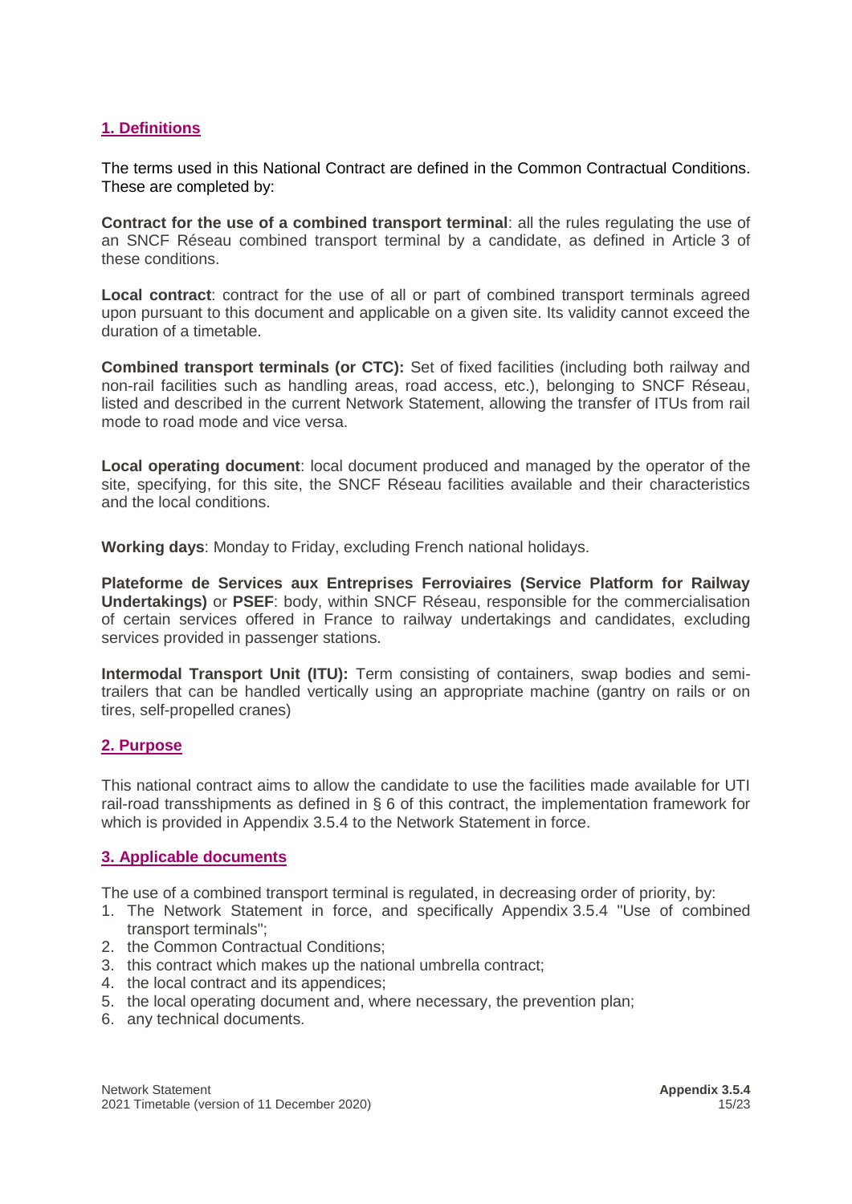## 1. Definitions

The terms used in this National Contract are defined in the Common Contractual Conditions. These are completed by:

**Contract for the use of a combined transport terminal**: all the rules regulating the use of an SNCF Réseau combined transport terminal by a candidate, as defined in Article 3 of these conditions.

**Local contract**: contract for the use of all or part of combined transport terminals agreed upon pursuant to this document and applicable on a given site. Its validity cannot exceed the duration of a timetable.

**Combined transport terminals (or CTC):** Set of fixed facilities (including both railway and non-rail facilities such as handling areas, road access, etc.), belonging to SNCF Réseau, listed and described in the current Network Statement, allowing the transfer of ITUs from rail mode to road mode and vice versa.

**Local operating document**: local document produced and managed by the operator of the site, specifying, for this site, the SNCF Réseau facilities available and their characteristics and the local conditions.

**Working days**: Monday to Friday, excluding French national holidays.

**Plateforme de Services aux Entreprises Ferroviaires (Service Platform for Railway Undertakings)** or **PSEF**: body, within SNCF Réseau, responsible for the commercialisation of certain services offered in France to railway undertakings and candidates, excluding services provided in passenger stations.

**Intermodal Transport Unit (ITU):** Term consisting of containers, swap bodies and semi-trailers that can be handled vertically using an appropriate machine (gantry on rails or on tires, self-propelled cranes)

## 2. Purpose

This national contract aims to allow the candidate to use the facilities made available for UTI rail-road transshipments as defined in § 6 of this contract, the implementation framework for which is provided in Appendix 3.5.4 to the Network Statement in force.

## 3. Applicable documents

The use of a combined transport terminal is regulated, in decreasing order of priority, by:

1. The Network Statement in force, and specifically Appendix 3.5.4 "Use of combined transport terminals";
2. the Common Contractual Conditions;
3. this contract which makes up the national umbrella contract;
4. the local contract and its appendices;
5. the local operating document and, where necessary, the prevention plan;
6. any technical documents.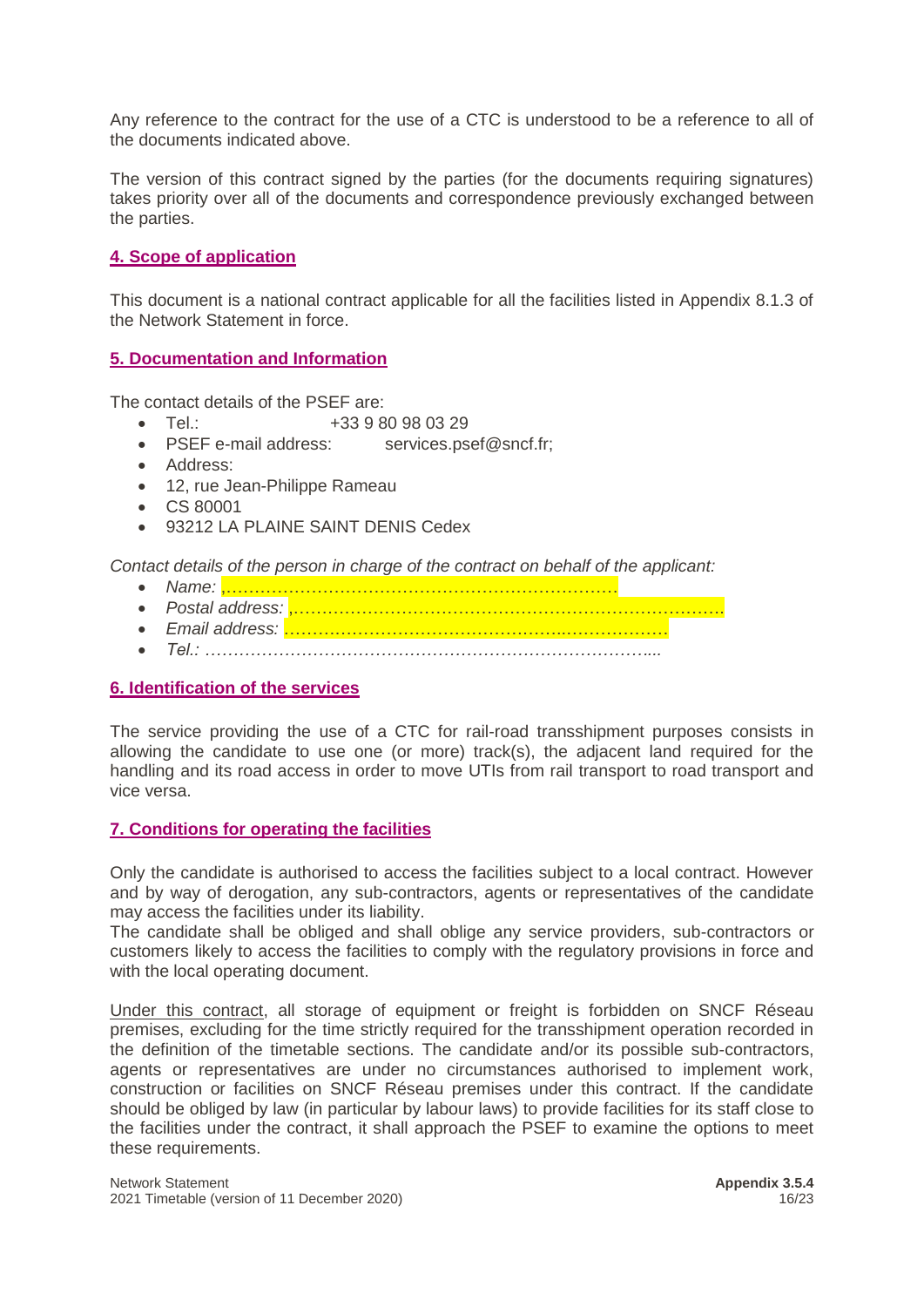Any reference to the contract for the use of a CTC is understood to be a reference to all of the documents indicated above.

The version of this contract signed by the parties (for the documents requiring signatures) takes priority over all of the documents and correspondence previously exchanged between the parties.

## 4. Scope of application

This document is a national contract applicable for all the facilities listed in Appendix 8.1.3 of the Network Statement in force.

## 5. Documentation and Information

The contact details of the PSEF are:

- Tel.: +33 9 80 98 03 29
- PSEF e-mail address: services.psef@sncf.fr;
- Address:
- 12, rue Jean-Philippe Rameau
- CS 80001
- 93212 LA PLAINE SAINT DENIS Cedex

*Contact details of the person in charge of the contract on behalf of the applicant:*

- *Name: ,…………………………………………………………*
- *Postal address: ,………………………………………………………………….*
- *Email address: …………………………………………..………………*
- *Tel.: ………………………………………………………………………....*

## 6. Identification of the services

The service providing the use of a CTC for rail-road transshipment purposes consists in allowing the candidate to use one (or more) track(s), the adjacent land required for the handling and its road access in order to move UTIs from rail transport to road transport and vice versa.

## 7. Conditions for operating the facilities

Only the candidate is authorised to access the facilities subject to a local contract. However and by way of derogation, any sub-contractors, agents or representatives of the candidate may access the facilities under its liability.
The candidate shall be obliged and shall oblige any service providers, sub-contractors or customers likely to access the facilities to comply with the regulatory provisions in force and with the local operating document.

Under this contract, all storage of equipment or freight is forbidden on SNCF Réseau premises, excluding for the time strictly required for the transshipment operation recorded in the definition of the timetable sections. The candidate and/or its possible sub-contractors, agents or representatives are under no circumstances authorised to implement work, construction or facilities on SNCF Réseau premises under this contract. If the candidate should be obliged by law (in particular by labour laws) to provide facilities for its staff close to the facilities under the contract, it shall approach the PSEF to examine the options to meet these requirements.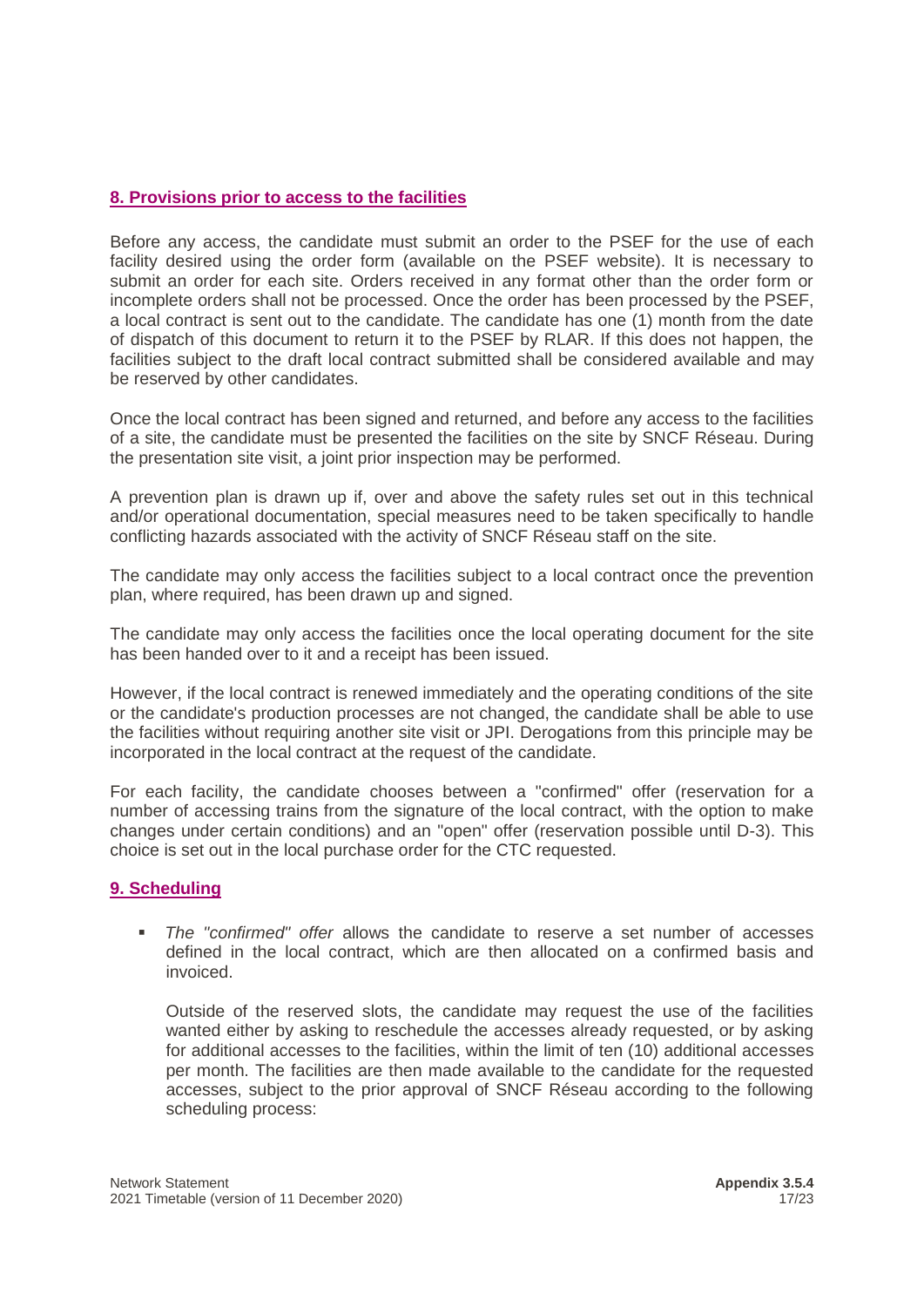## 8. Provisions prior to access to the facilities

Before any access, the candidate must submit an order to the PSEF for the use of each facility desired using the order form (available on the PSEF website). It is necessary to submit an order for each site. Orders received in any format other than the order form or incomplete orders shall not be processed. Once the order has been processed by the PSEF, a local contract is sent out to the candidate. The candidate has one (1) month from the date of dispatch of this document to return it to the PSEF by RLAR. If this does not happen, the facilities subject to the draft local contract submitted shall be considered available and may be reserved by other candidates.

Once the local contract has been signed and returned, and before any access to the facilities of a site, the candidate must be presented the facilities on the site by SNCF Réseau. During the presentation site visit, a joint prior inspection may be performed.

A prevention plan is drawn up if, over and above the safety rules set out in this technical and/or operational documentation, special measures need to be taken specifically to handle conflicting hazards associated with the activity of SNCF Réseau staff on the site.

The candidate may only access the facilities subject to a local contract once the prevention plan, where required, has been drawn up and signed.

The candidate may only access the facilities once the local operating document for the site has been handed over to it and a receipt has been issued.

However, if the local contract is renewed immediately and the operating conditions of the site or the candidate's production processes are not changed, the candidate shall be able to use the facilities without requiring another site visit or JPI. Derogations from this principle may be incorporated in the local contract at the request of the candidate.

For each facility, the candidate chooses between a "confirmed" offer (reservation for a number of accessing trains from the signature of the local contract, with the option to make changes under certain conditions) and an "open" offer (reservation possible until D-3). This choice is set out in the local purchase order for the CTC requested.

## 9. Scheduling

- *The "confirmed" offer* allows the candidate to reserve a set number of accesses defined in the local contract, which are then allocated on a confirmed basis and invoiced.

  Outside of the reserved slots, the candidate may request the use of the facilities wanted either by asking to reschedule the accesses already requested, or by asking for additional accesses to the facilities, within the limit of ten (10) additional accesses per month. The facilities are then made available to the candidate for the requested accesses, subject to the prior approval of SNCF Réseau according to the following scheduling process: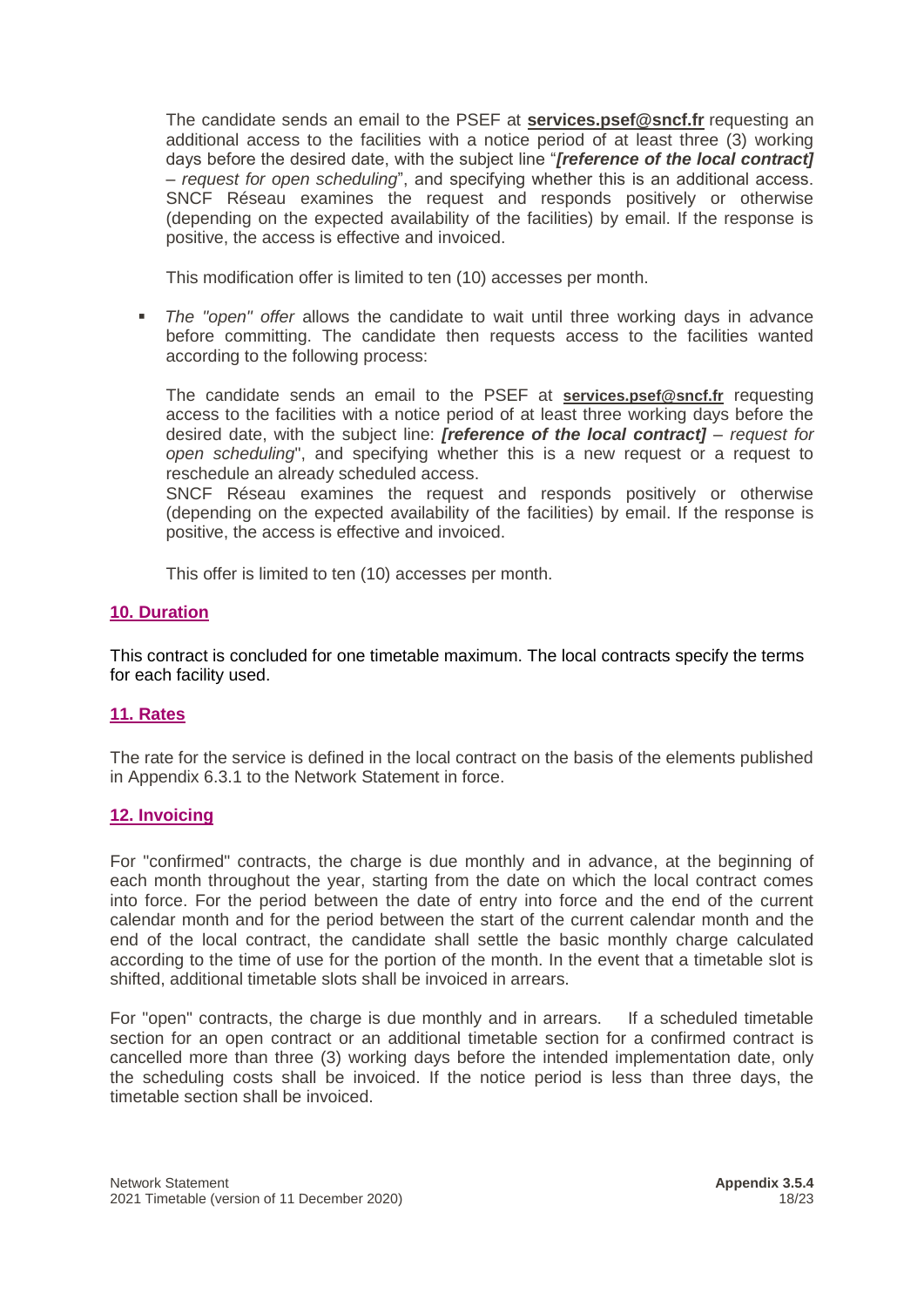The candidate sends an email to the PSEF at **services.psef@sncf.fr** requesting an additional access to the facilities with a notice period of at least three (3) working days before the desired date, with the subject line "***[reference of the local contract]*** *– request for open scheduling*", and specifying whether this is an additional access. SNCF Réseau examines the request and responds positively or otherwise (depending on the expected availability of the facilities) by email. If the response is positive, the access is effective and invoiced.

This modification offer is limited to ten (10) accesses per month.

- *The "open" offer* allows the candidate to wait until three working days in advance before committing. The candidate then requests access to the facilities wanted according to the following process:

  The candidate sends an email to the PSEF at **services.psef@sncf.fr** requesting access to the facilities with a notice period of at least three working days before the desired date, with the subject line: ***[reference of the local contract]*** *– request for open scheduling*", and specifying whether this is a new request or a request to reschedule an already scheduled access.
  SNCF Réseau examines the request and responds positively or otherwise (depending on the expected availability of the facilities) by email. If the response is positive, the access is effective and invoiced.

  This offer is limited to ten (10) accesses per month.

## 10. Duration

This contract is concluded for one timetable maximum. The local contracts specify the terms for each facility used.

## 11. Rates

The rate for the service is defined in the local contract on the basis of the elements published in Appendix 6.3.1 to the Network Statement in force.

## 12. Invoicing

For "confirmed" contracts, the charge is due monthly and in advance, at the beginning of each month throughout the year, starting from the date on which the local contract comes into force. For the period between the date of entry into force and the end of the current calendar month and for the period between the start of the current calendar month and the end of the local contract, the candidate shall settle the basic monthly charge calculated according to the time of use for the portion of the month. In the event that a timetable slot is shifted, additional timetable slots shall be invoiced in arrears.

For "open" contracts, the charge is due monthly and in arrears. If a scheduled timetable section for an open contract or an additional timetable section for a confirmed contract is cancelled more than three (3) working days before the intended implementation date, only the scheduling costs shall be invoiced. If the notice period is less than three days, the timetable section shall be invoiced.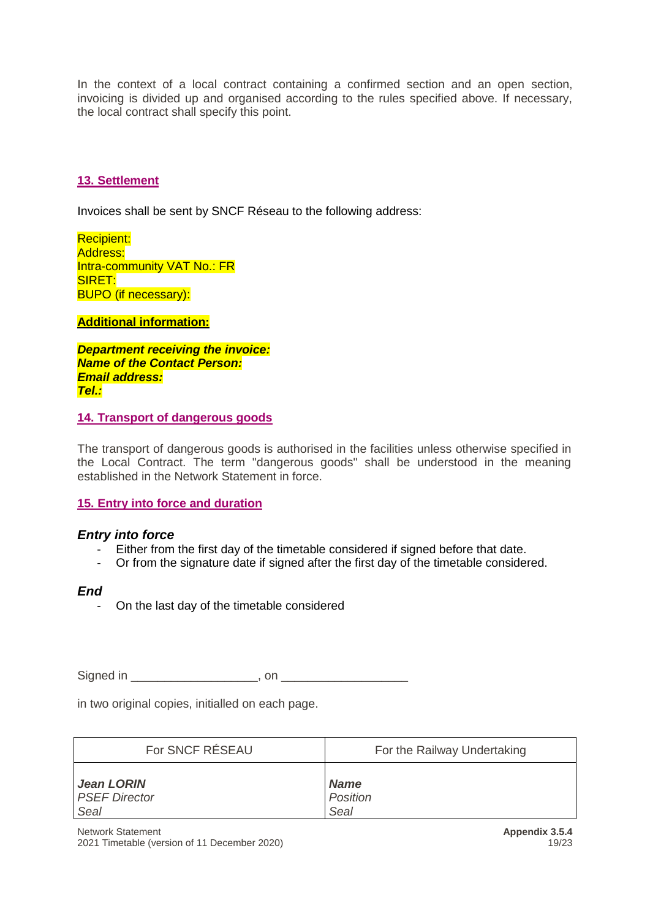In the context of a local contract containing a confirmed section and an open section, invoicing is divided up and organised according to the rules specified above. If necessary, the local contract shall specify this point.

## 13. Settlement

Invoices shall be sent by SNCF Réseau to the following address:

Recipient:
Address:
Intra-community VAT No.: FR
SIRET:
BUPO (if necessary):

**Additional information:**

***Department receiving the invoice:***
***Name of the Contact Person:***
***Email address:***
***Tel.:***

## 14. Transport of dangerous goods

The transport of dangerous goods is authorised in the facilities unless otherwise specified in the Local Contract. The term "dangerous goods" shall be understood in the meaning established in the Network Statement in force.

## 15. Entry into force and duration

### *Entry into force*

- Either from the first day of the timetable considered if signed before that date.
- Or from the signature date if signed after the first day of the timetable considered.

### *End*

- On the last day of the timetable considered

Signed in ___________________, on ___________________

in two original copies, initialled on each page.

| For SNCF RÉSEAU | For the Railway Undertaking |
| --- | --- |
| ***Jean LORIN***<br>*PSEF Director*<br>*Seal* | ***Name***<br>*Position*<br>*Seal* |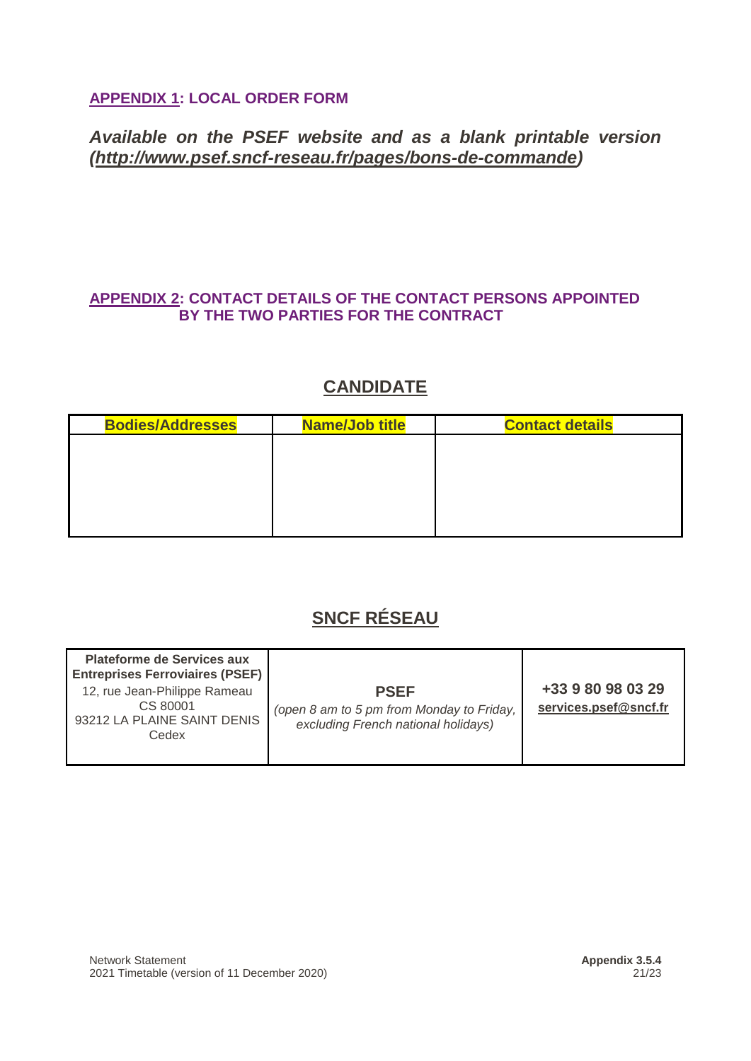## APPENDIX 1: LOCAL ORDER FORM

***Available on the PSEF website and as a blank printable version (http://www.psef.sncf-reseau.fr/pages/bons-de-commande)***

## APPENDIX 2: CONTACT DETAILS OF THE CONTACT PERSONS APPOINTED BY THE TWO PARTIES FOR THE CONTRACT

### CANDIDATE

| Bodies/Addresses | Name/Job title | Contact details |
|---|---|---|
| | | |

### SNCF RÉSEAU

| | | |
|---|---|---|
| **Plateforme de Services aux Entreprises Ferroviaires (PSEF)**<br>12, rue Jean-Philippe Rameau<br>CS 80001<br>93212 LA PLAINE SAINT DENIS Cedex | **PSEF**<br>*(open 8 am to 5 pm from Monday to Friday, excluding French national holidays)* | **+33 9 80 98 03 29**<br>**services.psef@sncf.fr** |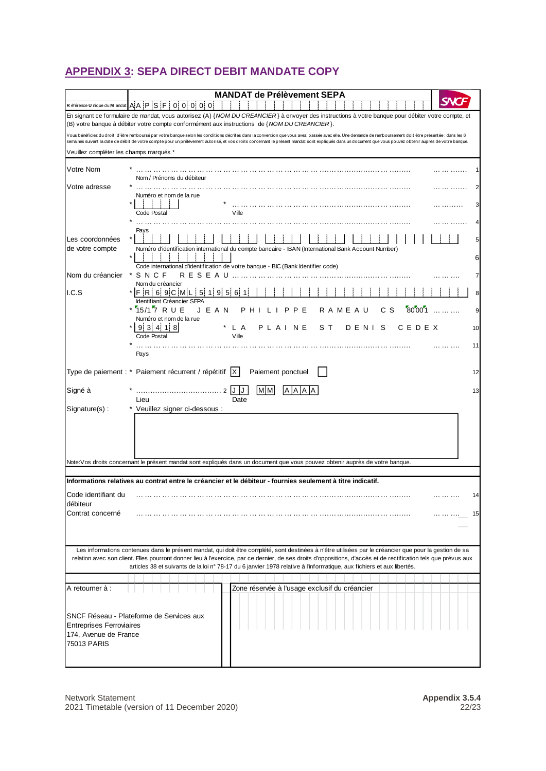## APPENDIX 3: SEPA DIRECT DEBIT MANDATE COPY

**MANDAT de Prélèvement SEPA**

SNCF

Référence Unique du Mandat: AAPSF00000

En signant ce formulaire de mandat, vous autorisez (A) {*NOM DU CREANCIER*} à envoyer des instructions à votre banque pour débiter votre compte, et (B) votre banque à débiter votre compte conformément aux instructions de {*NOM DU CREANCIER*}.

Vous bénéficiez du droit d'être remboursé par votre banque selon les conditions décrites dans la convention que vous avez passée avec elle. Une demande de remboursement doit être présentée : dans les 8 semaines suivant la date de débit de votre compte pour un prélèvement autorisé, et vos droits concernant le présent mandat sont expliqués dans un document que vous pouvez obtenir auprès de votre banque.

Veuillez compléter les champs marqués *

| | | |
|---|---|---|
| Votre Nom | * …………………………………………… <br> Nom / Prénoms du débiteur | 1 |
| Votre adresse | * …………………………………………… <br> Numéro et nom de la rue | 2 |
| | * [ ] [ ] [ ] [ ] [ ] * …………………………… <br> Code Postal — Ville | 3 |
| | * …………………………………………… <br> Pays | 4 |
| Les coordonnées de votre compte | * [ ] <br> Numéro d'identification international du compte bancaire - IBAN (International Bank Account Number) | 5 |
| | * [ ] <br> Code international d'identification de votre banque - BIC (Bank Identifier code) | 6 |
| Nom du créancier | * SNCF RESEAU …………………………… <br> Nom du créancier | 7 |
| I.C.S | * FR69CML519561 <br> Identifiant Créancier SEPA | 8 |
| | * 15/17 RUE JEAN PHILIPPE RAMEAU CS 80001 ……… <br> Numéro et nom de la rue | 9 |
| | * 93418 * LA PLAINE ST DENIS CEDEX <br> Code Postal — Ville | 10 |
| | * …………………………………………… <br> Pays | 11 |
| Type de paiement : | * Paiement récurrent / répétitif [X] Paiement ponctuel [ ] | 12 |
| Signé à | * ……………………………… 2 JJ MM AAAA <br> Lieu — Date | 13 |
| Signature(s) : | * Veuillez signer ci-dessous : | |

Note: Vos droits concernant le présent mandat sont expliqués dans un document que vous pouvez obtenir auprès de votre banque.

**Informations relatives au contrat entre le créancier et le débiteur - fournies seulement à titre indicatif.**

| | | |
|---|---|---|
| Code identifiant du débiteur | …………………………………………… | 14 |
| Contrat concerné | …………………………………………… | 15 |

Les informations contenues dans le présent mandat, qui doit être complété, sont destinées à n'être utilisées par le créancier que pour la gestion de sa relation avec son client. Elles pourront donner lieu à l'exercice, par ce dernier, de ses droits d'oppositions, d'accès et de rectification tels que prévus aux articles 38 et suivants de la loi n° 78-17 du 6 janvier 1978 relative à l'informatique, aux fichiers et aux libertés.

| A retourner à : | Zone réservée à l'usage exclusif du créancier |
|---|---|
| SNCF Réseau - Plateforme de Services aux Entreprises Ferroviaires <br> 174, Avenue de France <br> 75013 PARIS | |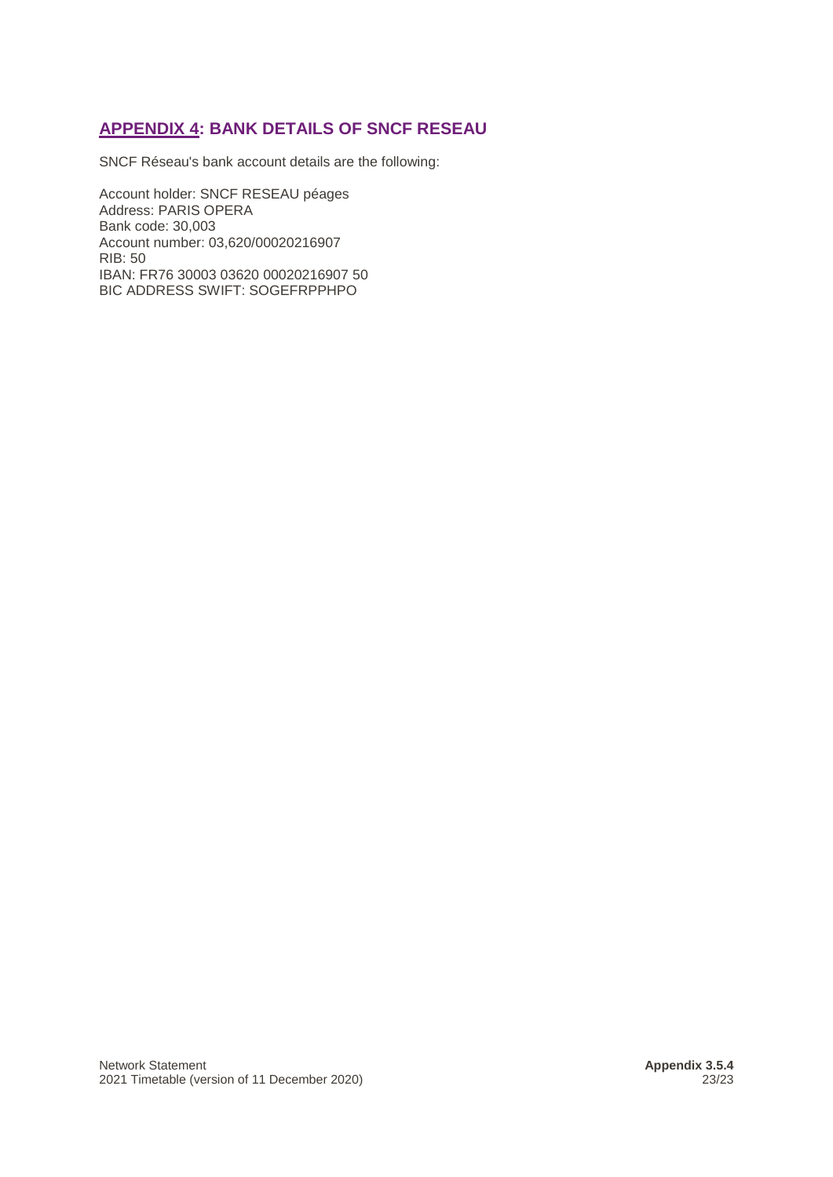## APPENDIX 4: BANK DETAILS OF SNCF RESEAU

SNCF Réseau's bank account details are the following:

Account holder: SNCF RESEAU péages
Address: PARIS OPERA
Bank code: 30,003
Account number: 03,620/00020216907
RIB: 50
IBAN: FR76 30003 03620 00020216907 50
BIC ADDRESS SWIFT: SOGEFRPPHPO